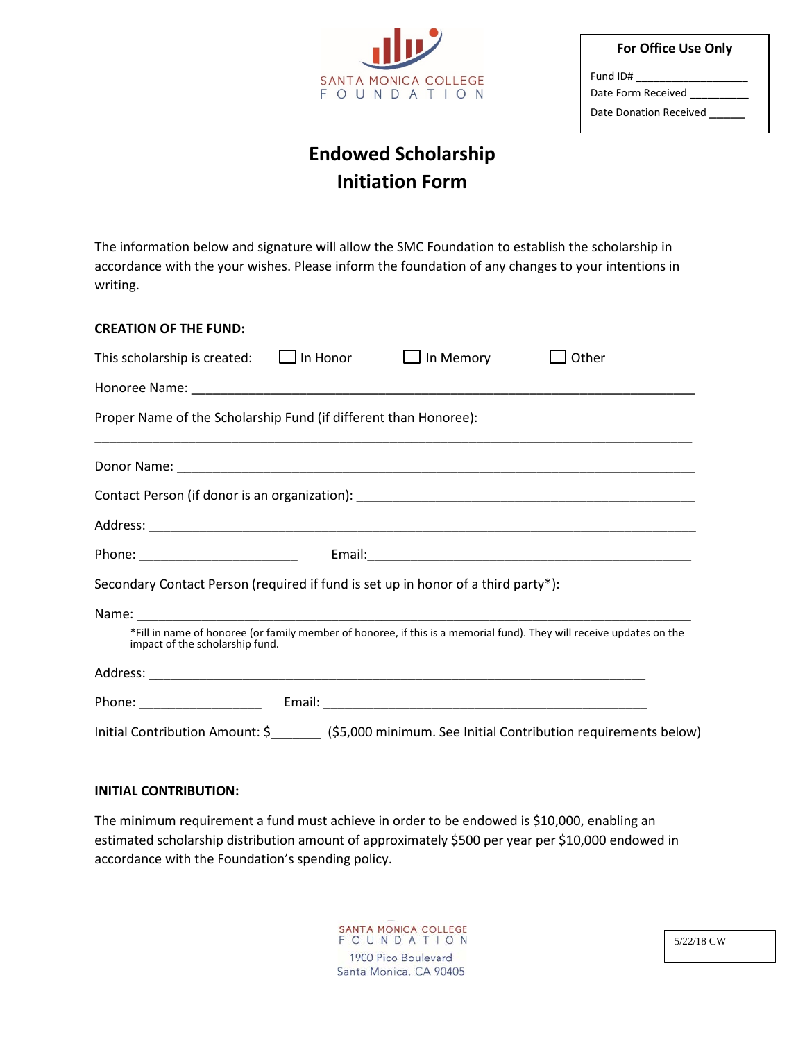SANTA MONICA COLLEGE
FOUNDATION

**For Office Use Only**

Fund ID# ___________________
Date Form Received __________
Date Donation Received ______

# Endowed Scholarship Initiation Form

The information below and signature will allow the SMC Foundation to establish the scholarship in accordance with the your wishes. Please inform the foundation of any changes to your intentions in writing.

**CREATION OF THE FUND:**

This scholarship is created: ☐ In Honor ☐ In Memory ☐ Other

Honoree Name: ___________________________________________________________________________

Proper Name of the Scholarship Fund (if different than Honoree):

_____________________________________________________________________________________

Donor Name: ____________________________________________________________________________

Contact Person (if donor is an organization): ________________________________________________

Address: _______________________________________________________________________________

Phone: ______________________ Email:______________________________________________

Secondary Contact Person (required if fund is set up in honor of a third party*):

Name: _________________________________________________________________________________

*Fill in name of honoree (or family member of honoree, if this is a memorial fund). They will receive updates on the impact of the scholarship fund.

Address: ___________________________________________________________________________

Phone: _________________ Email: ______________________________________________

Initial Contribution Amount: $_______ ($5,000 minimum. See Initial Contribution requirements below)

**INITIAL CONTRIBUTION:**

The minimum requirement a fund must achieve in order to be endowed is $10,000, enabling an estimated scholarship distribution amount of approximately $500 per year per $10,000 endowed in accordance with the Foundation's spending policy.

SANTA MONICA COLLEGE
FOUNDATION
1900 Pico Boulevard
Santa Monica, CA 90405

5/22/18 CW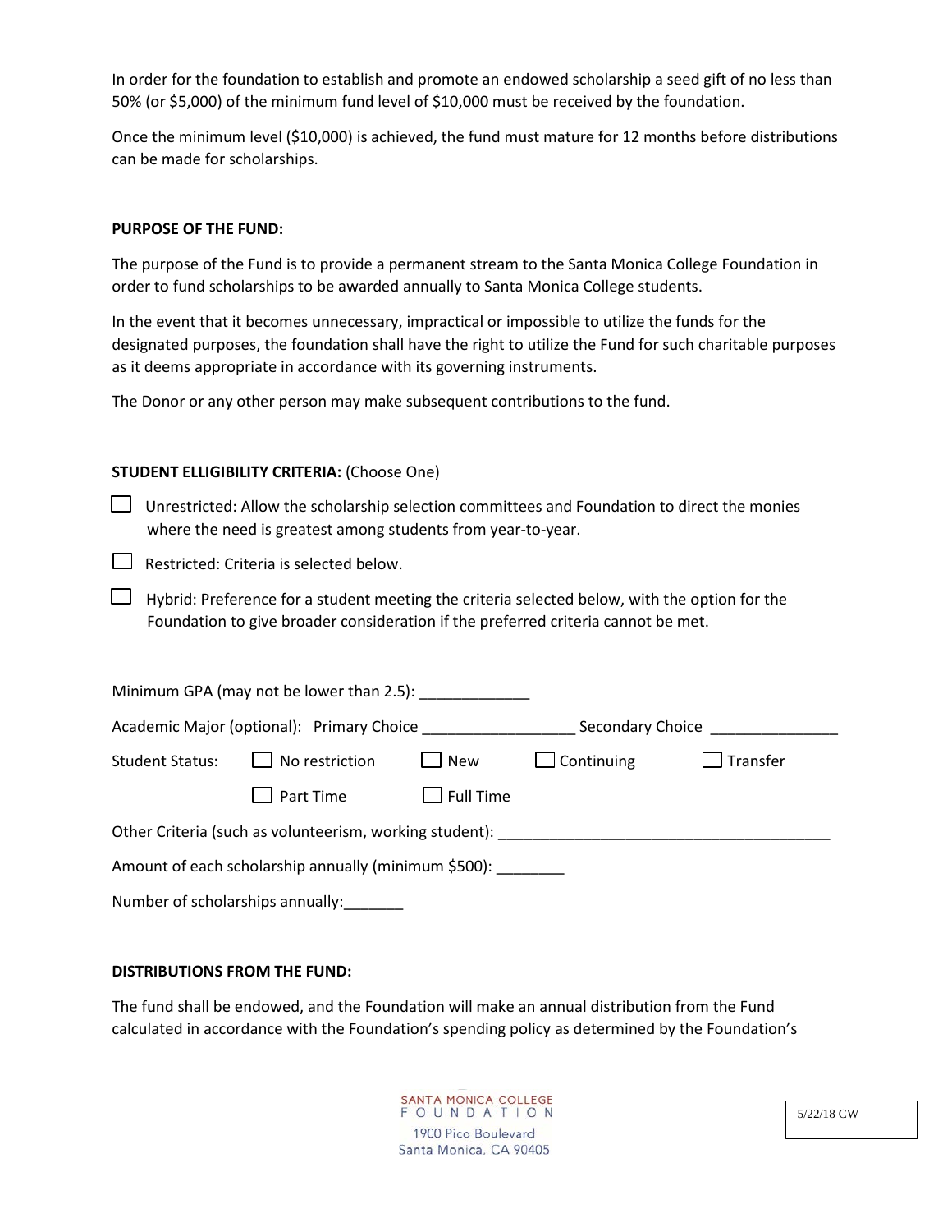In order for the foundation to establish and promote an endowed scholarship a seed gift of no less than 50% (or $5,000) of the minimum fund level of $10,000 must be received by the foundation.

Once the minimum level ($10,000) is achieved, the fund must mature for 12 months before distributions can be made for scholarships.

**PURPOSE OF THE FUND:**

The purpose of the Fund is to provide a permanent stream to the Santa Monica College Foundation in order to fund scholarships to be awarded annually to Santa Monica College students.

In the event that it becomes unnecessary, impractical or impossible to utilize the funds for the designated purposes, the foundation shall have the right to utilize the Fund for such charitable purposes as it deems appropriate in accordance with its governing instruments.

The Donor or any other person may make subsequent contributions to the fund.

**STUDENT ELLIGIBILITY CRITERIA:** (Choose One)

☐ Unrestricted: Allow the scholarship selection committees and Foundation to direct the monies where the need is greatest among students from year-to-year.

☐ Restricted: Criteria is selected below.

☐ Hybrid: Preference for a student meeting the criteria selected below, with the option for the Foundation to give broader consideration if the preferred criteria cannot be met.

Minimum GPA (may not be lower than 2.5): _____________

Academic Major (optional): Primary Choice __________________ Secondary Choice _______________

Student Status: ☐ No restriction ☐ New ☐ Continuing ☐ Transfer

☐ Part Time ☐ Full Time

Other Criteria (such as volunteerism, working student): ________________________________________

Amount of each scholarship annually (minimum $500): ________

Number of scholarships annually:_______

**DISTRIBUTIONS FROM THE FUND:**

The fund shall be endowed, and the Foundation will make an annual distribution from the Fund calculated in accordance with the Foundation's spending policy as determined by the Foundation's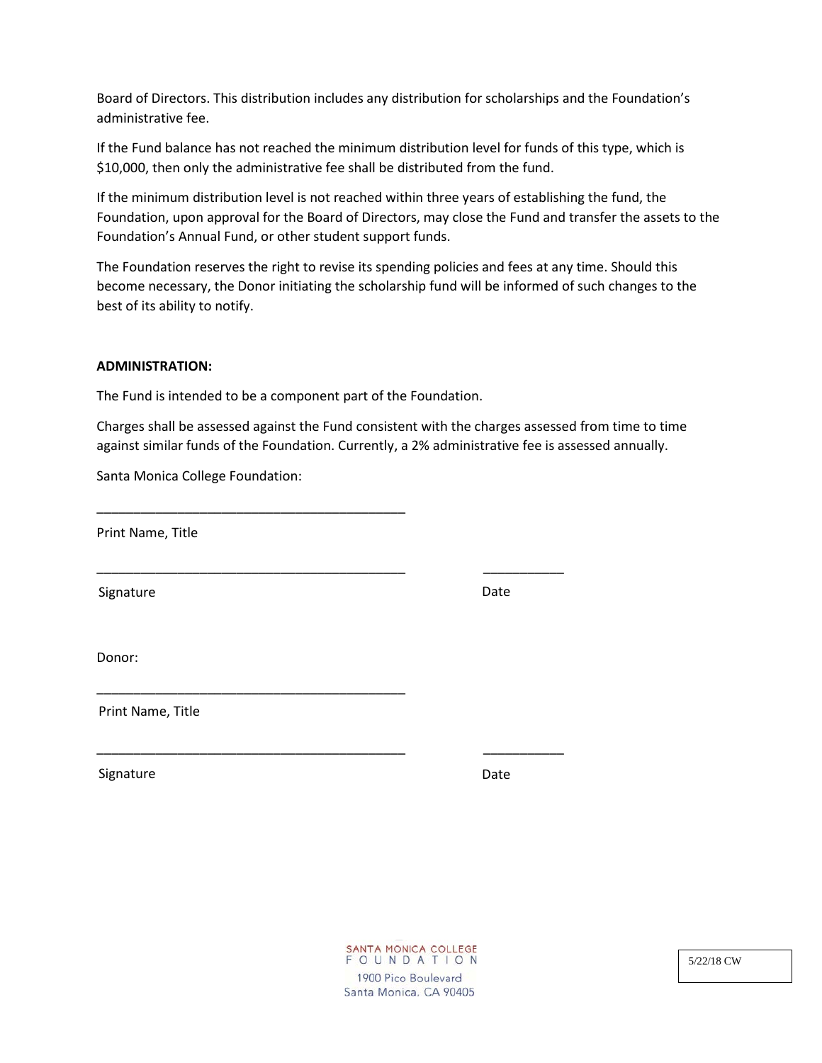Board of Directors. This distribution includes any distribution for scholarships and the Foundation's administrative fee.

If the Fund balance has not reached the minimum distribution level for funds of this type, which is $10,000, then only the administrative fee shall be distributed from the fund.

If the minimum distribution level is not reached within three years of establishing the fund, the Foundation, upon approval for the Board of Directors, may close the Fund and transfer the assets to the Foundation's Annual Fund, or other student support funds.

The Foundation reserves the right to revise its spending policies and fees at any time. Should this become necessary, the Donor initiating the scholarship fund will be informed of such changes to the best of its ability to notify.

**ADMINISTRATION:**

The Fund is intended to be a component part of the Foundation.

Charges shall be assessed against the Fund consistent with the charges assessed from time to time against similar funds of the Foundation. Currently, a 2% administrative fee is assessed annually.

Santa Monica College Foundation:

____________________________________________

Print Name, Title

____________________________________________ ___________

Signature Date

Donor:

____________________________________________

Print Name, Title

____________________________________________ ___________

Signature Date

SANTA MONICA COLLEGE FOUNDATION
1900 Pico Boulevard
Santa Monica, CA 90405

5/22/18 CW